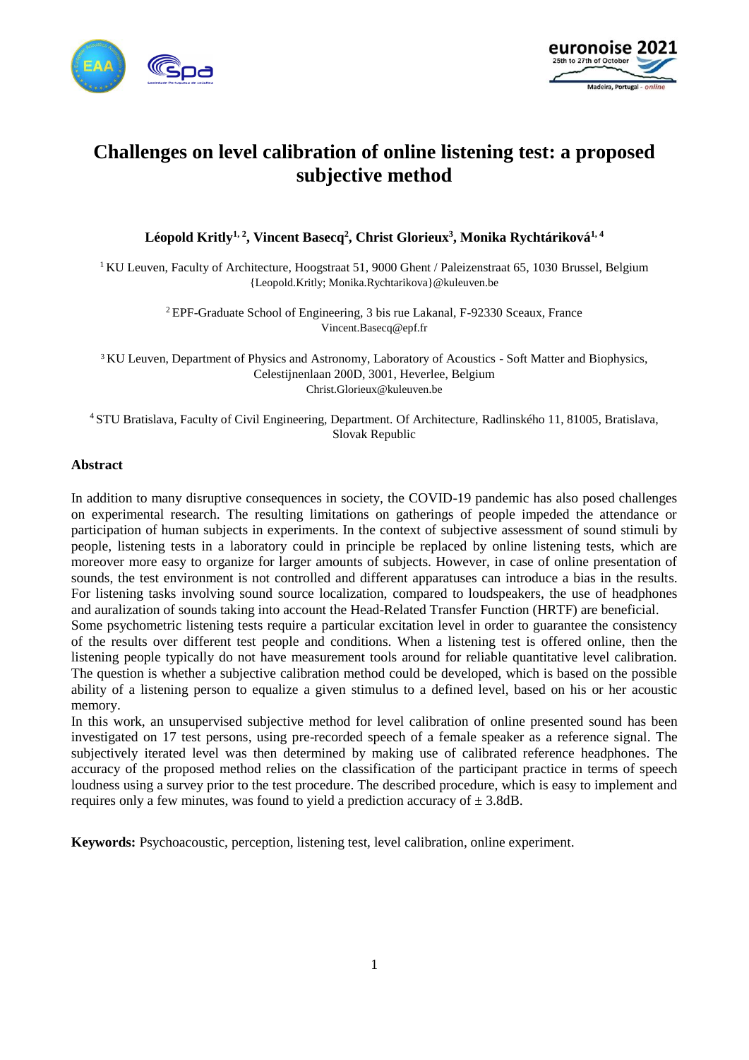# Challenges on level calibration of online listening test: a proposed subjective method

**Léopold Kritly[1,2], Vincent Basecq[2], Christ Glorieux[3], Monika Rychtáriková[1,4]**

[1] KU Leuven, Faculty of Architecture, Hoogstraat 51, 9000 Ghent / Paleizenstraat 65, 1030 Brussel, Belgium
{Leopold.Kritly; Monika.Rychtarikova}@kuleuven.be

[2] EPF-Graduate School of Engineering, 3 bis rue Lakanal, F-92330 Sceaux, France
Vincent.Basecq@epf.fr

[3] KU Leuven, Department of Physics and Astronomy, Laboratory of Acoustics - Soft Matter and Biophysics, Celestijnenlaan 200D, 3001, Heverlee, Belgium
Christ.Glorieux@kuleuven.be

[4] STU Bratislava, Faculty of Civil Engineering, Department. Of Architecture, Radlinského 11, 81005, Bratislava, Slovak Republic

## Abstract

In addition to many disruptive consequences in society, the COVID-19 pandemic has also posed challenges on experimental research. The resulting limitations on gatherings of people impeded the attendance or participation of human subjects in experiments. In the context of subjective assessment of sound stimuli by people, listening tests in a laboratory could in principle be replaced by online listening tests, which are moreover more easy to organize for larger amounts of subjects. However, in case of online presentation of sounds, the test environment is not controlled and different apparatuses can introduce a bias in the results. For listening tasks involving sound source localization, compared to loudspeakers, the use of headphones and auralization of sounds taking into account the Head-Related Transfer Function (HRTF) are beneficial.
Some psychometric listening tests require a particular excitation level in order to guarantee the consistency of the results over different test people and conditions. When a listening test is offered online, then the listening people typically do not have measurement tools around for reliable quantitative level calibration. The question is whether a subjective calibration method could be developed, which is based on the possible ability of a listening person to equalize a given stimulus to a defined level, based on his or her acoustic memory.
In this work, an unsupervised subjective method for level calibration of online presented sound has been investigated on 17 test persons, using pre-recorded speech of a female speaker as a reference signal. The subjectively iterated level was then determined by making use of calibrated reference headphones. The accuracy of the proposed method relies on the classification of the participant practice in terms of speech loudness using a survey prior to the test procedure. The described procedure, which is easy to implement and requires only a few minutes, was found to yield a prediction accuracy of ± 3.8dB.

**Keywords:** Psychoacoustic, perception, listening test, level calibration, online experiment.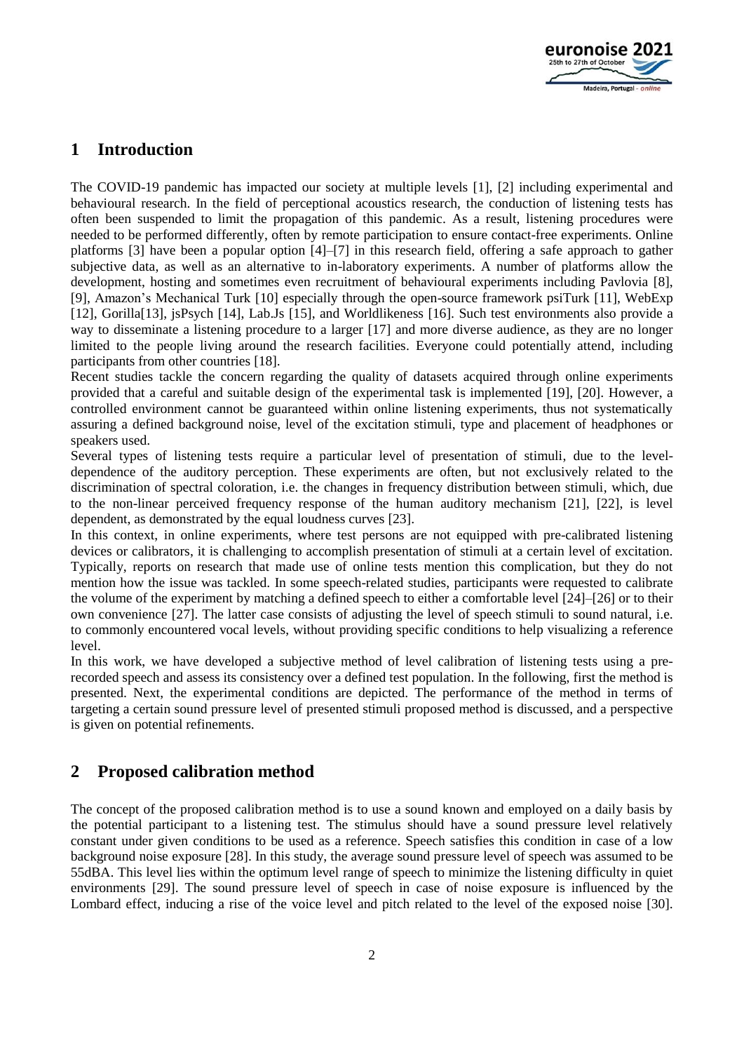## 1 Introduction

The COVID-19 pandemic has impacted our society at multiple levels [1], [2] including experimental and behavioural research. In the field of perceptional acoustics research, the conduction of listening tests has often been suspended to limit the propagation of this pandemic. As a result, listening procedures were needed to be performed differently, often by remote participation to ensure contact-free experiments. Online platforms [3] have been a popular option [4]–[7] in this research field, offering a safe approach to gather subjective data, as well as an alternative to in-laboratory experiments. A number of platforms allow the development, hosting and sometimes even recruitment of behavioural experiments including Pavlovia [8], [9], Amazon's Mechanical Turk [10] especially through the open-source framework psiTurk [11], WebExp [12], Gorilla[13], jsPsych [14], Lab.Js [15], and Worldlikeness [16]. Such test environments also provide a way to disseminate a listening procedure to a larger [17] and more diverse audience, as they are no longer limited to the people living around the research facilities. Everyone could potentially attend, including participants from other countries [18].

Recent studies tackle the concern regarding the quality of datasets acquired through online experiments provided that a careful and suitable design of the experimental task is implemented [19], [20]. However, a controlled environment cannot be guaranteed within online listening experiments, thus not systematically assuring a defined background noise, level of the excitation stimuli, type and placement of headphones or speakers used.

Several types of listening tests require a particular level of presentation of stimuli, due to the level-dependence of the auditory perception. These experiments are often, but not exclusively related to the discrimination of spectral coloration, i.e. the changes in frequency distribution between stimuli, which, due to the non-linear perceived frequency response of the human auditory mechanism [21], [22], is level dependent, as demonstrated by the equal loudness curves [23].

In this context, in online experiments, where test persons are not equipped with pre-calibrated listening devices or calibrators, it is challenging to accomplish presentation of stimuli at a certain level of excitation. Typically, reports on research that made use of online tests mention this complication, but they do not mention how the issue was tackled. In some speech-related studies, participants were requested to calibrate the volume of the experiment by matching a defined speech to either a comfortable level [24]–[26] or to their own convenience [27]. The latter case consists of adjusting the level of speech stimuli to sound natural, i.e. to commonly encountered vocal levels, without providing specific conditions to help visualizing a reference level.

In this work, we have developed a subjective method of level calibration of listening tests using a pre-recorded speech and assess its consistency over a defined test population. In the following, first the method is presented. Next, the experimental conditions are depicted. The performance of the method in terms of targeting a certain sound pressure level of presented stimuli proposed method is discussed, and a perspective is given on potential refinements.

## 2 Proposed calibration method

The concept of the proposed calibration method is to use a sound known and employed on a daily basis by the potential participant to a listening test. The stimulus should have a sound pressure level relatively constant under given conditions to be used as a reference. Speech satisfies this condition in case of a low background noise exposure [28]. In this study, the average sound pressure level of speech was assumed to be 55dBA. This level lies within the optimum level range of speech to minimize the listening difficulty in quiet environments [29]. The sound pressure level of speech in case of noise exposure is influenced by the Lombard effect, inducing a rise of the voice level and pitch related to the level of the exposed noise [30].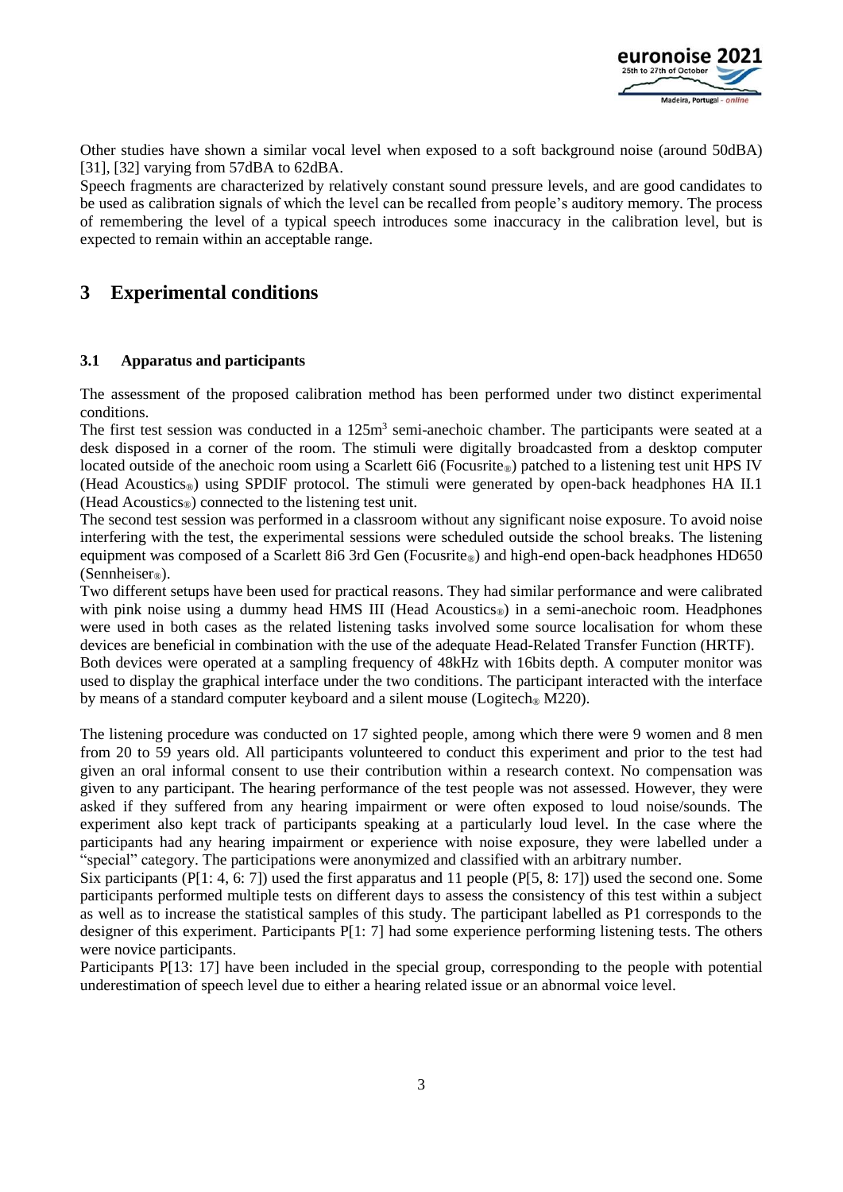Other studies have shown a similar vocal level when exposed to a soft background noise (around 50dBA) [31], [32] varying from 57dBA to 62dBA.

Speech fragments are characterized by relatively constant sound pressure levels, and are good candidates to be used as calibration signals of which the level can be recalled from people's auditory memory. The process of remembering the level of a typical speech introduces some inaccuracy in the calibration level, but is expected to remain within an acceptable range.

# 3 Experimental conditions

## 3.1 Apparatus and participants

The assessment of the proposed calibration method has been performed under two distinct experimental conditions.

The first test session was conducted in a 125m[3] semi-anechoic chamber. The participants were seated at a desk disposed in a corner of the room. The stimuli were digitally broadcasted from a desktop computer located outside of the anechoic room using a Scarlett 6i6 (Focusrite®) patched to a listening test unit HPS IV (Head Acoustics®) using SPDIF protocol. The stimuli were generated by open-back headphones HA II.1 (Head Acoustics®) connected to the listening test unit.

The second test session was performed in a classroom without any significant noise exposure. To avoid noise interfering with the test, the experimental sessions were scheduled outside the school breaks. The listening equipment was composed of a Scarlett 8i6 3rd Gen (Focusrite®) and high-end open-back headphones HD650 (Sennheiser®).

Two different setups have been used for practical reasons. They had similar performance and were calibrated with pink noise using a dummy head HMS III (Head Acoustics®) in a semi-anechoic room. Headphones were used in both cases as the related listening tasks involved some source localisation for whom these devices are beneficial in combination with the use of the adequate Head-Related Transfer Function (HRTF).

Both devices were operated at a sampling frequency of 48kHz with 16bits depth. A computer monitor was used to display the graphical interface under the two conditions. The participant interacted with the interface by means of a standard computer keyboard and a silent mouse (Logitech® M220).

The listening procedure was conducted on 17 sighted people, among which there were 9 women and 8 men from 20 to 59 years old. All participants volunteered to conduct this experiment and prior to the test had given an oral informal consent to use their contribution within a research context. No compensation was given to any participant. The hearing performance of the test people was not assessed. However, they were asked if they suffered from any hearing impairment or were often exposed to loud noise/sounds. The experiment also kept track of participants speaking at a particularly loud level. In the case where the participants had any hearing impairment or experience with noise exposure, they were labelled under a "special" category. The participations were anonymized and classified with an arbitrary number.

Six participants (P[1: 4, 6: 7]) used the first apparatus and 11 people (P[5, 8: 17]) used the second one. Some participants performed multiple tests on different days to assess the consistency of this test within a subject as well as to increase the statistical samples of this study. The participant labelled as P1 corresponds to the designer of this experiment. Participants P[1: 7] had some experience performing listening tests. The others were novice participants.

Participants P[13: 17] have been included in the special group, corresponding to the people with potential underestimation of speech level due to either a hearing related issue or an abnormal voice level.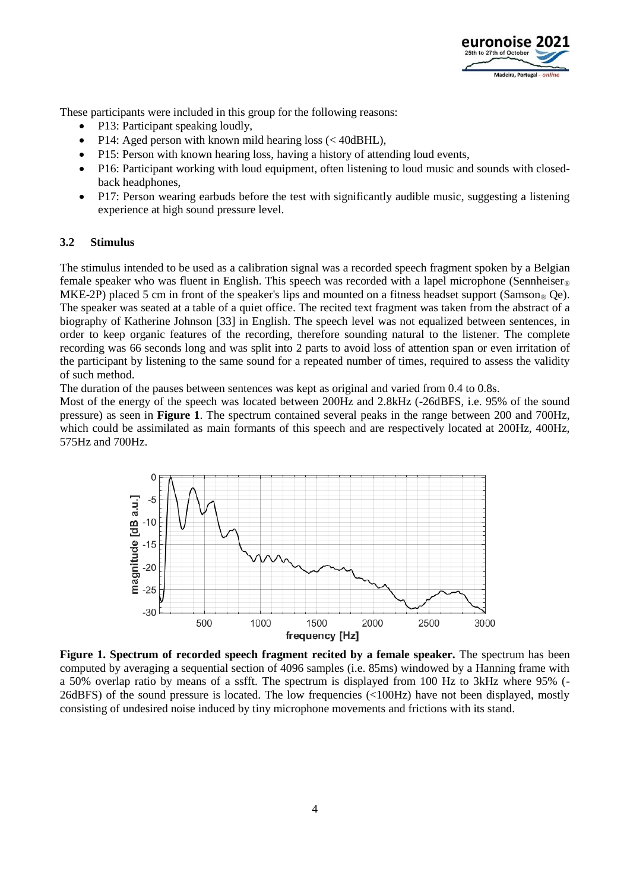These participants were included in this group for the following reasons:

- P13: Participant speaking loudly,
- P14: Aged person with known mild hearing loss (< 40dBHL),
- P15: Person with known hearing loss, having a history of attending loud events,
- P16: Participant working with loud equipment, often listening to loud music and sounds with closed-back headphones,
- P17: Person wearing earbuds before the test with significantly audible music, suggesting a listening experience at high sound pressure level.

### 3.2 Stimulus

The stimulus intended to be used as a calibration signal was a recorded speech fragment spoken by a Belgian female speaker who was fluent in English. This speech was recorded with a lapel microphone (Sennheiser® MKE-2P) placed 5 cm in front of the speaker's lips and mounted on a fitness headset support (Samson® Qe). The speaker was seated at a table of a quiet office. The recited text fragment was taken from the abstract of a biography of Katherine Johnson [33] in English. The speech level was not equalized between sentences, in order to keep organic features of the recording, therefore sounding natural to the listener. The complete recording was 66 seconds long and was split into 2 parts to avoid loss of attention span or even irritation of the participant by listening to the same sound for a repeated number of times, required to assess the validity of such method.

The duration of the pauses between sentences was kept as original and varied from 0.4 to 0.8s.

Most of the energy of the speech was located between 200Hz and 2.8kHz (-26dBFS, i.e. 95% of the sound pressure) as seen in **Figure 1**. The spectrum contained several peaks in the range between 200 and 700Hz, which could be assimilated as main formants of this speech and are respectively located at 200Hz, 400Hz, 575Hz and 700Hz.

**Figure 1. Spectrum of recorded speech fragment recited by a female speaker.** The spectrum has been computed by averaging a sequential section of 4096 samples (i.e. 85ms) windowed by a Hanning frame with a 50% overlap ratio by means of a ssfft. The spectrum is displayed from 100 Hz to 3kHz where 95% (-26dBFS) of the sound pressure is located. The low frequencies (<100Hz) have not been displayed, mostly consisting of undesired noise induced by tiny microphone movements and frictions with its stand.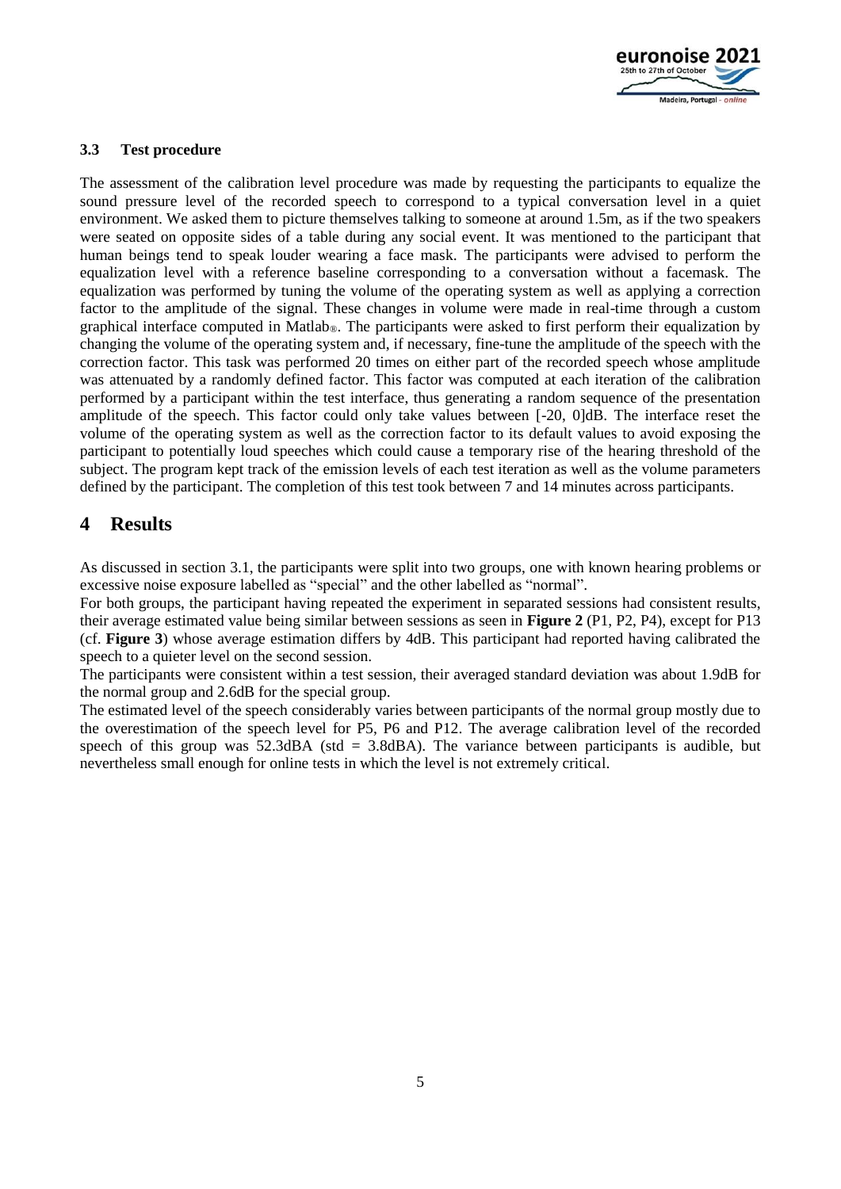### 3.3 Test procedure

The assessment of the calibration level procedure was made by requesting the participants to equalize the sound pressure level of the recorded speech to correspond to a typical conversation level in a quiet environment. We asked them to picture themselves talking to someone at around 1.5m, as if the two speakers were seated on opposite sides of a table during any social event. It was mentioned to the participant that human beings tend to speak louder wearing a face mask. The participants were advised to perform the equalization level with a reference baseline corresponding to a conversation without a facemask. The equalization was performed by tuning the volume of the operating system as well as applying a correction factor to the amplitude of the signal. These changes in volume were made in real-time through a custom graphical interface computed in Matlab®. The participants were asked to first perform their equalization by changing the volume of the operating system and, if necessary, fine-tune the amplitude of the speech with the correction factor. This task was performed 20 times on either part of the recorded speech whose amplitude was attenuated by a randomly defined factor. This factor was computed at each iteration of the calibration performed by a participant within the test interface, thus generating a random sequence of the presentation amplitude of the speech. This factor could only take values between [-20, 0]dB. The interface reset the volume of the operating system as well as the correction factor to its default values to avoid exposing the participant to potentially loud speeches which could cause a temporary rise of the hearing threshold of the subject. The program kept track of the emission levels of each test iteration as well as the volume parameters defined by the participant. The completion of this test took between 7 and 14 minutes across participants.

# 4 Results

As discussed in section 3.1, the participants were split into two groups, one with known hearing problems or excessive noise exposure labelled as "special" and the other labelled as "normal".

For both groups, the participant having repeated the experiment in separated sessions had consistent results, their average estimated value being similar between sessions as seen in **Figure 2** (P1, P2, P4), except for P13 (cf. **Figure 3**) whose average estimation differs by 4dB. This participant had reported having calibrated the speech to a quieter level on the second session.

The participants were consistent within a test session, their averaged standard deviation was about 1.9dB for the normal group and 2.6dB for the special group.

The estimated level of the speech considerably varies between participants of the normal group mostly due to the overestimation of the speech level for P5, P6 and P12. The average calibration level of the recorded speech of this group was 52.3dBA (std = 3.8dBA). The variance between participants is audible, but nevertheless small enough for online tests in which the level is not extremely critical.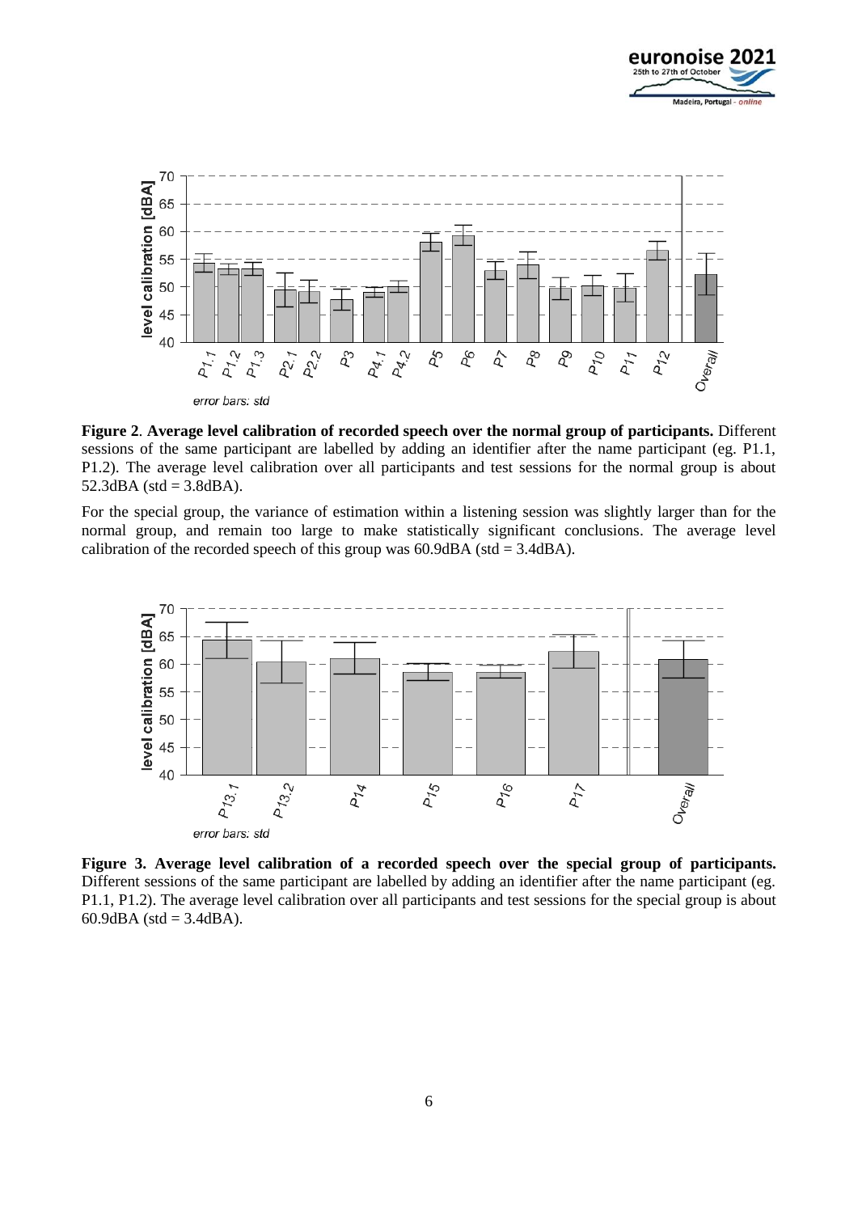**Figure 2**. **Average level calibration of recorded speech over the normal group of participants.** Different sessions of the same participant are labelled by adding an identifier after the name participant (eg. P1.1, P1.2). The average level calibration over all participants and test sessions for the normal group is about 52.3dBA (std = 3.8dBA).

For the special group, the variance of estimation within a listening session was slightly larger than for the normal group, and remain too large to make statistically significant conclusions. The average level calibration of the recorded speech of this group was 60.9dBA (std = 3.4dBA).

**Figure 3. Average level calibration of a recorded speech over the special group of participants.** Different sessions of the same participant are labelled by adding an identifier after the name participant (eg. P1.1, P1.2). The average level calibration over all participants and test sessions for the special group is about 60.9dBA (std = 3.4dBA).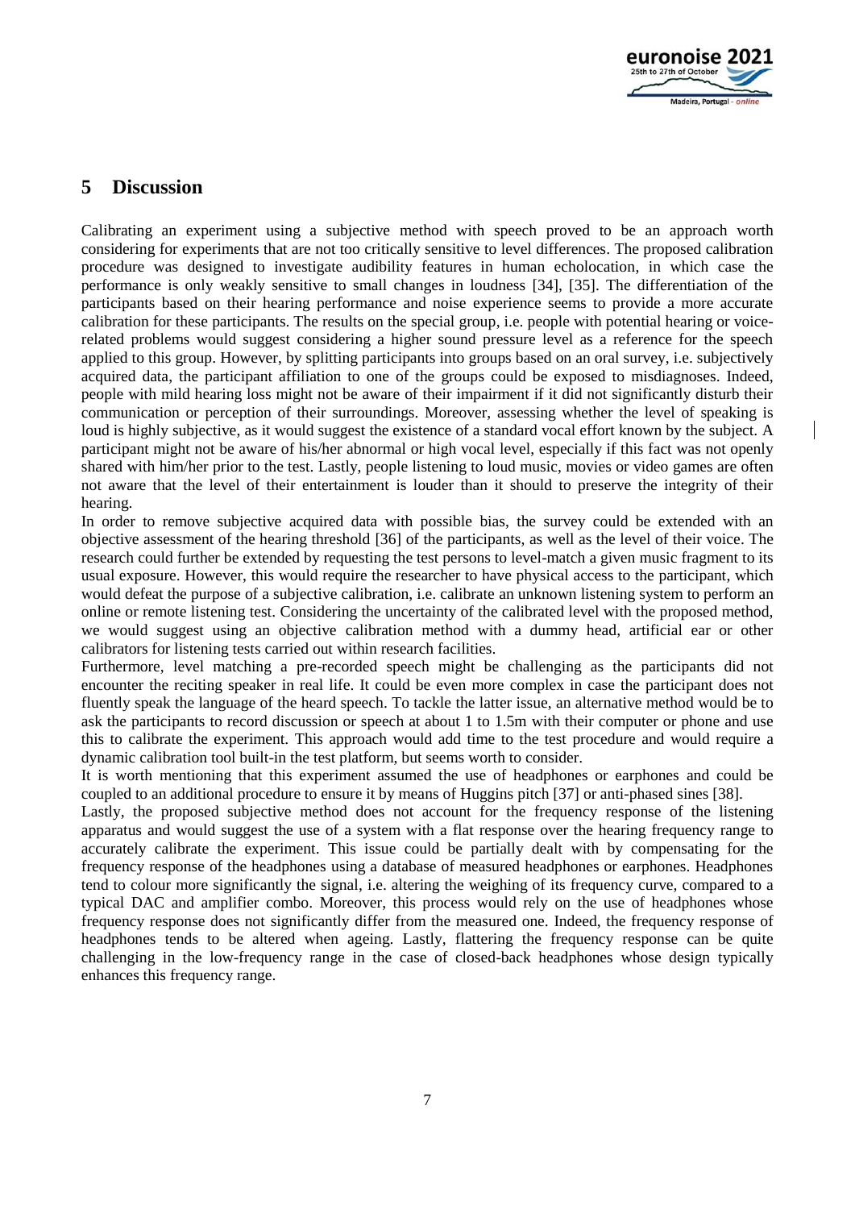## 5 Discussion

Calibrating an experiment using a subjective method with speech proved to be an approach worth considering for experiments that are not too critically sensitive to level differences. The proposed calibration procedure was designed to investigate audibility features in human echolocation, in which case the performance is only weakly sensitive to small changes in loudness [34], [35]. The differentiation of the participants based on their hearing performance and noise experience seems to provide a more accurate calibration for these participants. The results on the special group, i.e. people with potential hearing or voice-related problems would suggest considering a higher sound pressure level as a reference for the speech applied to this group. However, by splitting participants into groups based on an oral survey, i.e. subjectively acquired data, the participant affiliation to one of the groups could be exposed to misdiagnoses. Indeed, people with mild hearing loss might not be aware of their impairment if it did not significantly disturb their communication or perception of their surroundings. Moreover, assessing whether the level of speaking is loud is highly subjective, as it would suggest the existence of a standard vocal effort known by the subject. A participant might not be aware of his/her abnormal or high vocal level, especially if this fact was not openly shared with him/her prior to the test. Lastly, people listening to loud music, movies or video games are often not aware that the level of their entertainment is louder than it should to preserve the integrity of their hearing.

In order to remove subjective acquired data with possible bias, the survey could be extended with an objective assessment of the hearing threshold [36] of the participants, as well as the level of their voice. The research could further be extended by requesting the test persons to level-match a given music fragment to its usual exposure. However, this would require the researcher to have physical access to the participant, which would defeat the purpose of a subjective calibration, i.e. calibrate an unknown listening system to perform an online or remote listening test. Considering the uncertainty of the calibrated level with the proposed method, we would suggest using an objective calibration method with a dummy head, artificial ear or other calibrators for listening tests carried out within research facilities.

Furthermore, level matching a pre-recorded speech might be challenging as the participants did not encounter the reciting speaker in real life. It could be even more complex in case the participant does not fluently speak the language of the heard speech. To tackle the latter issue, an alternative method would be to ask the participants to record discussion or speech at about 1 to 1.5m with their computer or phone and use this to calibrate the experiment. This approach would add time to the test procedure and would require a dynamic calibration tool built-in the test platform, but seems worth to consider.

It is worth mentioning that this experiment assumed the use of headphones or earphones and could be coupled to an additional procedure to ensure it by means of Huggins pitch [37] or anti-phased sines [38].

Lastly, the proposed subjective method does not account for the frequency response of the listening apparatus and would suggest the use of a system with a flat response over the hearing frequency range to accurately calibrate the experiment. This issue could be partially dealt with by compensating for the frequency response of the headphones using a database of measured headphones or earphones. Headphones tend to colour more significantly the signal, i.e. altering the weighing of its frequency curve, compared to a typical DAC and amplifier combo. Moreover, this process would rely on the use of headphones whose frequency response does not significantly differ from the measured one. Indeed, the frequency response of headphones tends to be altered when ageing. Lastly, flattering the frequency response can be quite challenging in the low-frequency range in the case of closed-back headphones whose design typically enhances this frequency range.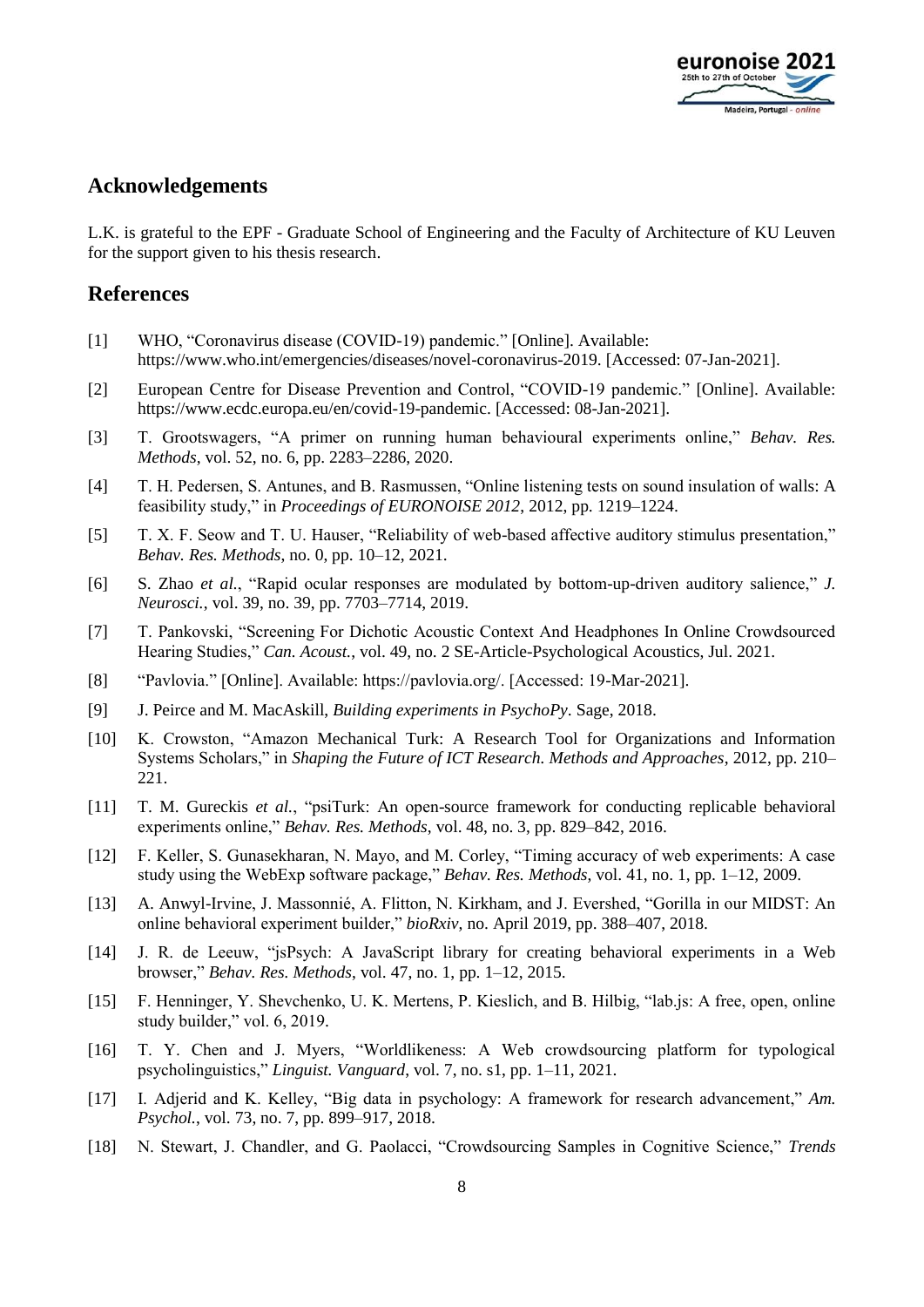## Acknowledgements

L.K. is grateful to the EPF - Graduate School of Engineering and the Faculty of Architecture of KU Leuven for the support given to his thesis research.

## References

[1] WHO, "Coronavirus disease (COVID-19) pandemic." [Online]. Available: https://www.who.int/emergencies/diseases/novel-coronavirus-2019. [Accessed: 07-Jan-2021].

[2] European Centre for Disease Prevention and Control, "COVID-19 pandemic." [Online]. Available: https://www.ecdc.europa.eu/en/covid-19-pandemic. [Accessed: 08-Jan-2021].

[3] T. Grootswagers, "A primer on running human behavioural experiments online," *Behav. Res. Methods*, vol. 52, no. 6, pp. 2283–2286, 2020.

[4] T. H. Pedersen, S. Antunes, and B. Rasmussen, "Online listening tests on sound insulation of walls: A feasibility study," in *Proceedings of EURONOISE 2012*, 2012, pp. 1219–1224.

[5] T. X. F. Seow and T. U. Hauser, "Reliability of web-based affective auditory stimulus presentation," *Behav. Res. Methods*, no. 0, pp. 10–12, 2021.

[6] S. Zhao *et al.*, "Rapid ocular responses are modulated by bottom-up-driven auditory salience," *J. Neurosci.*, vol. 39, no. 39, pp. 7703–7714, 2019.

[7] T. Pankovski, "Screening For Dichotic Acoustic Context And Headphones In Online Crowdsourced Hearing Studies," *Can. Acoust.*, vol. 49, no. 2 SE-Article-Psychological Acoustics, Jul. 2021.

[8] "Pavlovia." [Online]. Available: https://pavlovia.org/. [Accessed: 19-Mar-2021].

[9] J. Peirce and M. MacAskill, *Building experiments in PsychoPy*. Sage, 2018.

[10] K. Crowston, "Amazon Mechanical Turk: A Research Tool for Organizations and Information Systems Scholars," in *Shaping the Future of ICT Research. Methods and Approaches*, 2012, pp. 210–221.

[11] T. M. Gureckis *et al.*, "psiTurk: An open-source framework for conducting replicable behavioral experiments online," *Behav. Res. Methods*, vol. 48, no. 3, pp. 829–842, 2016.

[12] F. Keller, S. Gunasekharan, N. Mayo, and M. Corley, "Timing accuracy of web experiments: A case study using the WebExp software package," *Behav. Res. Methods*, vol. 41, no. 1, pp. 1–12, 2009.

[13] A. Anwyl-Irvine, J. Massonnié, A. Flitton, N. Kirkham, and J. Evershed, "Gorilla in our MIDST: An online behavioral experiment builder," *bioRxiv*, no. April 2019, pp. 388–407, 2018.

[14] J. R. de Leeuw, "jsPsych: A JavaScript library for creating behavioral experiments in a Web browser," *Behav. Res. Methods*, vol. 47, no. 1, pp. 1–12, 2015.

[15] F. Henninger, Y. Shevchenko, U. K. Mertens, P. Kieslich, and B. Hilbig, "lab.js: A free, open, online study builder," vol. 6, 2019.

[16] T. Y. Chen and J. Myers, "Worldlikeness: A Web crowdsourcing platform for typological psycholinguistics," *Linguist. Vanguard*, vol. 7, no. s1, pp. 1–11, 2021.

[17] I. Adjerid and K. Kelley, "Big data in psychology: A framework for research advancement," *Am. Psychol.*, vol. 73, no. 7, pp. 899–917, 2018.

[18] N. Stewart, J. Chandler, and G. Paolacci, "Crowdsourcing Samples in Cognitive Science," *Trends*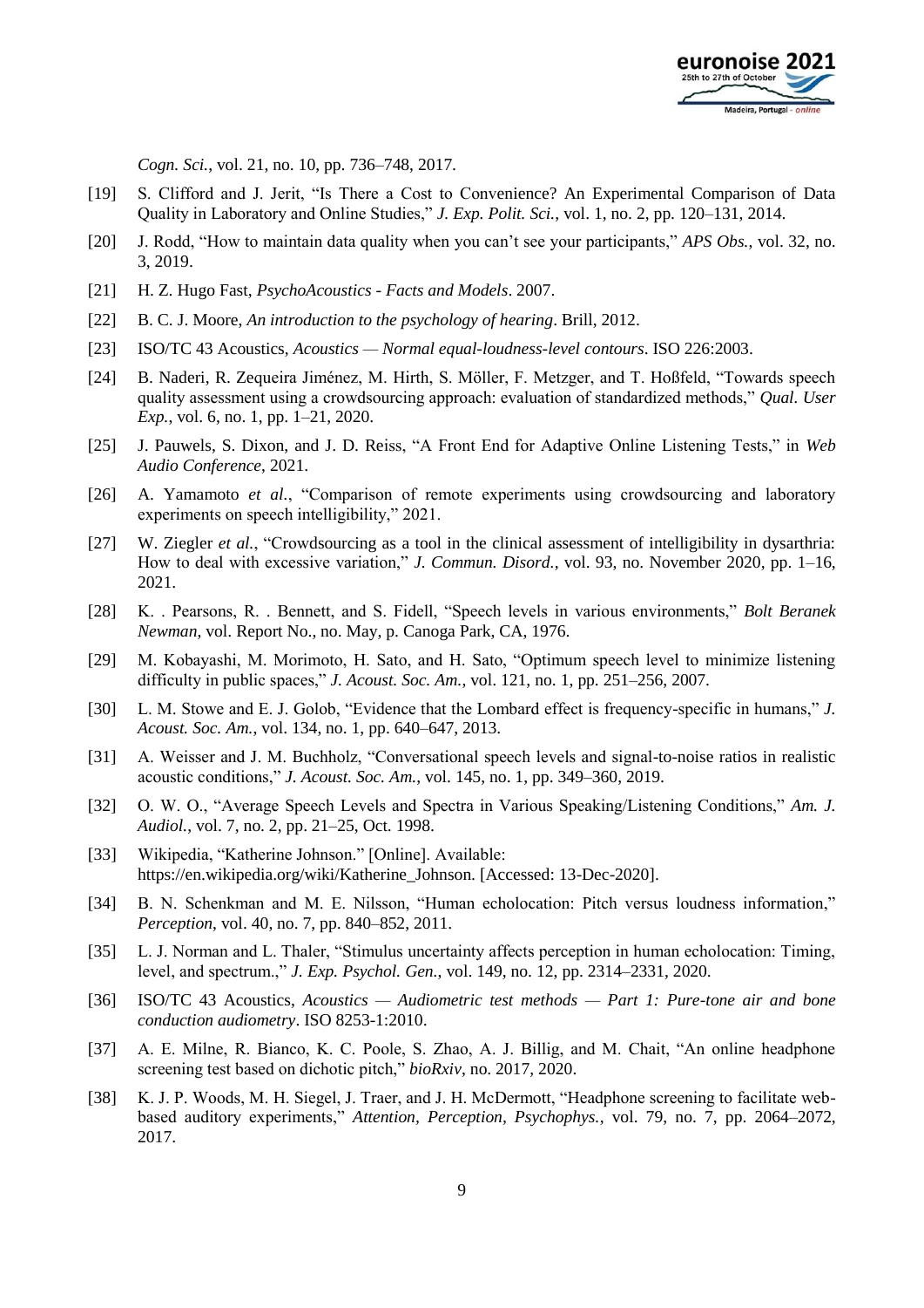*Cogn. Sci.*, vol. 21, no. 10, pp. 736–748, 2017.

[19] S. Clifford and J. Jerit, "Is There a Cost to Convenience? An Experimental Comparison of Data Quality in Laboratory and Online Studies," *J. Exp. Polit. Sci.*, vol. 1, no. 2, pp. 120–131, 2014.

[20] J. Rodd, "How to maintain data quality when you can't see your participants," *APS Obs.*, vol. 32, no. 3, 2019.

[21] H. Z. Hugo Fast, *PsychoAcoustics - Facts and Models*. 2007.

[22] B. C. J. Moore, *An introduction to the psychology of hearing*. Brill, 2012.

[23] ISO/TC 43 Acoustics, *Acoustics — Normal equal-loudness-level contours*. ISO 226:2003.

[24] B. Naderi, R. Zequeira Jiménez, M. Hirth, S. Möller, F. Metzger, and T. Hoßfeld, "Towards speech quality assessment using a crowdsourcing approach: evaluation of standardized methods," *Qual. User Exp.*, vol. 6, no. 1, pp. 1–21, 2020.

[25] J. Pauwels, S. Dixon, and J. D. Reiss, "A Front End for Adaptive Online Listening Tests," in *Web Audio Conference*, 2021.

[26] A. Yamamoto *et al.*, "Comparison of remote experiments using crowdsourcing and laboratory experiments on speech intelligibility," 2021.

[27] W. Ziegler *et al.*, "Crowdsourcing as a tool in the clinical assessment of intelligibility in dysarthria: How to deal with excessive variation," *J. Commun. Disord.*, vol. 93, no. November 2020, pp. 1–16, 2021.

[28] K. . Pearsons, R. . Bennett, and S. Fidell, "Speech levels in various environments," *Bolt Beranek Newman*, vol. Report No., no. May, p. Canoga Park, CA, 1976.

[29] M. Kobayashi, M. Morimoto, H. Sato, and H. Sato, "Optimum speech level to minimize listening difficulty in public spaces," *J. Acoust. Soc. Am.*, vol. 121, no. 1, pp. 251–256, 2007.

[30] L. M. Stowe and E. J. Golob, "Evidence that the Lombard effect is frequency-specific in humans," *J. Acoust. Soc. Am.*, vol. 134, no. 1, pp. 640–647, 2013.

[31] A. Weisser and J. M. Buchholz, "Conversational speech levels and signal-to-noise ratios in realistic acoustic conditions," *J. Acoust. Soc. Am.*, vol. 145, no. 1, pp. 349–360, 2019.

[32] O. W. O., "Average Speech Levels and Spectra in Various Speaking/Listening Conditions," *Am. J. Audiol.*, vol. 7, no. 2, pp. 21–25, Oct. 1998.

[33] Wikipedia, "Katherine Johnson." [Online]. Available: https://en.wikipedia.org/wiki/Katherine_Johnson. [Accessed: 13-Dec-2020].

[34] B. N. Schenkman and M. E. Nilsson, "Human echolocation: Pitch versus loudness information," *Perception*, vol. 40, no. 7, pp. 840–852, 2011.

[35] L. J. Norman and L. Thaler, "Stimulus uncertainty affects perception in human echolocation: Timing, level, and spectrum.," *J. Exp. Psychol. Gen.*, vol. 149, no. 12, pp. 2314–2331, 2020.

[36] ISO/TC 43 Acoustics, *Acoustics — Audiometric test methods — Part 1: Pure-tone air and bone conduction audiometry*. ISO 8253-1:2010.

[37] A. E. Milne, R. Bianco, K. C. Poole, S. Zhao, A. J. Billig, and M. Chait, "An online headphone screening test based on dichotic pitch," *bioRxiv*, no. 2017, 2020.

[38] K. J. P. Woods, M. H. Siegel, J. Traer, and J. H. McDermott, "Headphone screening to facilitate web-based auditory experiments," *Attention, Perception, Psychophys.*, vol. 79, no. 7, pp. 2064–2072, 2017.